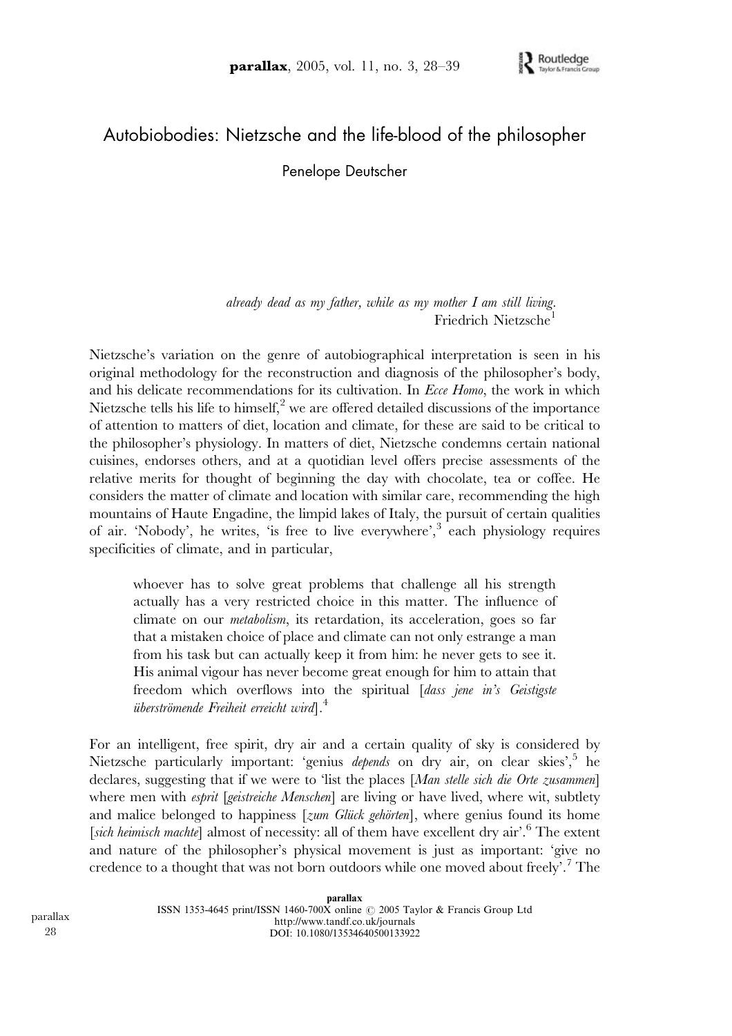# Autobiobodies: Nietzsche and the life-blood of the philosopher

Penelope Deutscher

> *already dead as my father, while as my mother I am still living.*
> Friedrich Nietzsche[1]

Nietzsche's variation on the genre of autobiographical interpretation is seen in his original methodology for the reconstruction and diagnosis of the philosopher's body, and his delicate recommendations for its cultivation. In *Ecce Homo*, the work in which Nietzsche tells his life to himself,[2] we are offered detailed discussions of the importance of attention to matters of diet, location and climate, for these are said to be critical to the philosopher's physiology. In matters of diet, Nietzsche condemns certain national cuisines, endorses others, and at a quotidian level offers precise assessments of the relative merits for thought of beginning the day with chocolate, tea or coffee. He considers the matter of climate and location with similar care, recommending the high mountains of Haute Engadine, the limpid lakes of Italy, the pursuit of certain qualities of air. 'Nobody', he writes, 'is free to live everywhere',[3] each physiology requires specificities of climate, and in particular,

> whoever has to solve great problems that challenge all his strength actually has a very restricted choice in this matter. The influence of climate on our *metabolism*, its retardation, its acceleration, goes so far that a mistaken choice of place and climate can not only estrange a man from his task but can actually keep it from him: he never gets to see it. His animal vigour has never become great enough for him to attain that freedom which overflows into the spiritual [*dass jene in's Geistigste überströmende Freiheit erreicht wird*].[4]

For an intelligent, free spirit, dry air and a certain quality of sky is considered by Nietzsche particularly important: 'genius *depends* on dry air, on clear skies',[5] he declares, suggesting that if we were to 'list the places [*Man stelle sich die Orte zusammen*] where men with *esprit* [*geistreiche Menschen*] are living or have lived, where wit, subtlety and malice belonged to happiness [*zum Glück gehörten*], where genius found its home [*sich heimisch machte*] almost of necessity: all of them have excellent dry air'.[6] The extent and nature of the philosopher's physical movement is just as important: 'give no credence to a thought that was not born outdoors while one moved about freely'.[7] The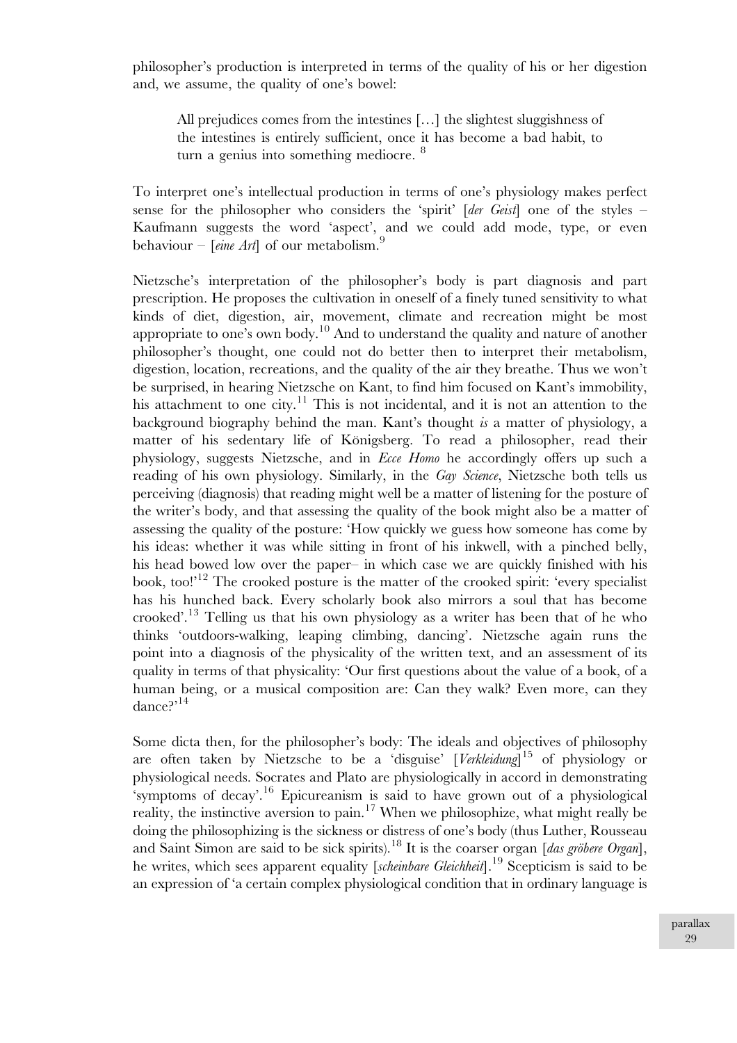philosopher's production is interpreted in terms of the quality of his or her digestion and, we assume, the quality of one's bowel:

> All prejudices comes from the intestines […] the slightest sluggishness of the intestines is entirely sufficient, once it has become a bad habit, to turn a genius into something mediocre. [8]

To interpret one's intellectual production in terms of one's physiology makes perfect sense for the philosopher who considers the 'spirit' [*der Geist*] one of the styles – Kaufmann suggests the word 'aspect', and we could add mode, type, or even behaviour – [*eine Art*] of our metabolism.[9]

Nietzsche's interpretation of the philosopher's body is part diagnosis and part prescription. He proposes the cultivation in oneself of a finely tuned sensitivity to what kinds of diet, digestion, air, movement, climate and recreation might be most appropriate to one's own body.[10] And to understand the quality and nature of another philosopher's thought, one could not do better then to interpret their metabolism, digestion, location, recreations, and the quality of the air they breathe. Thus we won't be surprised, in hearing Nietzsche on Kant, to find him focused on Kant's immobility, his attachment to one city.[11] This is not incidental, and it is not an attention to the background biography behind the man. Kant's thought *is* a matter of physiology, a matter of his sedentary life of Königsberg. To read a philosopher, read their physiology, suggests Nietzsche, and in *Ecce Homo* he accordingly offers up such a reading of his own physiology. Similarly, in the *Gay Science*, Nietzsche both tells us perceiving (diagnosis) that reading might well be a matter of listening for the posture of the writer's body, and that assessing the quality of the book might also be a matter of assessing the quality of the posture: 'How quickly we guess how someone has come by his ideas: whether it was while sitting in front of his inkwell, with a pinched belly, his head bowed low over the paper– in which case we are quickly finished with his book, too!'[12] The crooked posture is the matter of the crooked spirit: 'every specialist has his hunched back. Every scholarly book also mirrors a soul that has become crooked'.[13] Telling us that his own physiology as a writer has been that of he who thinks 'outdoors-walking, leaping climbing, dancing'. Nietzsche again runs the point into a diagnosis of the physicality of the written text, and an assessment of its quality in terms of that physicality: 'Our first questions about the value of a book, of a human being, or a musical composition are: Can they walk? Even more, can they dance?'[14]

Some dicta then, for the philosopher's body: The ideals and objectives of philosophy are often taken by Nietzsche to be a 'disguise' [*Verkleidung*][15] of physiology or physiological needs. Socrates and Plato are physiologically in accord in demonstrating 'symptoms of decay'.[16] Epicureanism is said to have grown out of a physiological reality, the instinctive aversion to pain.[17] When we philosophize, what might really be doing the philosophizing is the sickness or distress of one's body (thus Luther, Rousseau and Saint Simon are said to be sick spirits).[18] It is the coarser organ [*das gröbere Organ*], he writes, which sees apparent equality [*scheinbare Gleichheit*].[19] Scepticism is said to be an expression of 'a certain complex physiological condition that in ordinary language is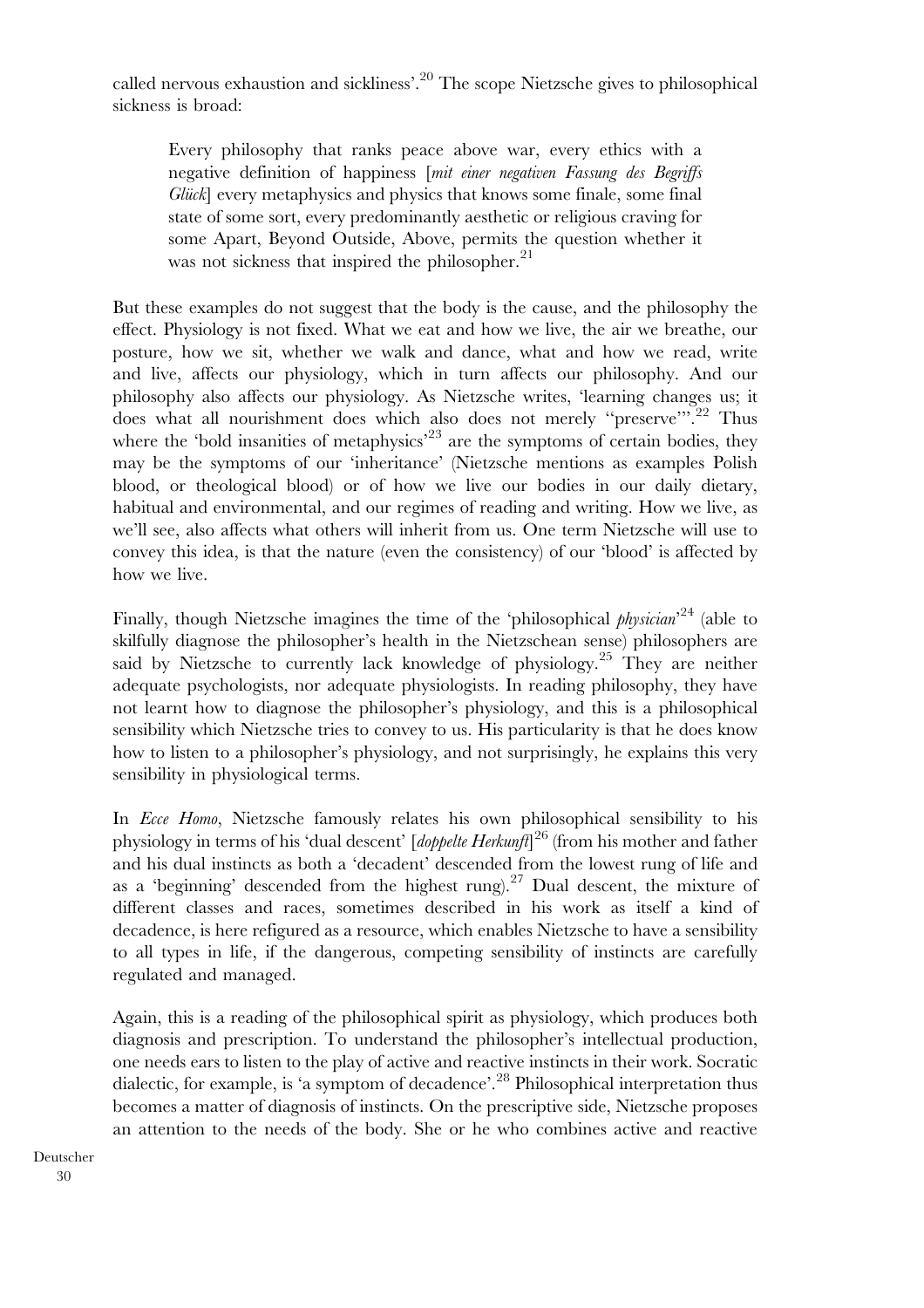called nervous exhaustion and sickliness'.[20] The scope Nietzsche gives to philosophical sickness is broad:

> Every philosophy that ranks peace above war, every ethics with a negative definition of happiness [*mit einer negativen Fassung des Begriffs Glück*] every metaphysics and physics that knows some finale, some final state of some sort, every predominantly aesthetic or religious craving for some Apart, Beyond Outside, Above, permits the question whether it was not sickness that inspired the philosopher.[21]

But these examples do not suggest that the body is the cause, and the philosophy the effect. Physiology is not fixed. What we eat and how we live, the air we breathe, our posture, how we sit, whether we walk and dance, what and how we read, write and live, affects our physiology, which in turn affects our philosophy. And our philosophy also affects our physiology. As Nietzsche writes, 'learning changes us; it does what all nourishment does which also does not merely "preserve"'.[22] Thus where the 'bold insanities of metaphysics'[23] are the symptoms of certain bodies, they may be the symptoms of our 'inheritance' (Nietzsche mentions as examples Polish blood, or theological blood) or of how we live our bodies in our daily dietary, habitual and environmental, and our regimes of reading and writing. How we live, as we'll see, also affects what others will inherit from us. One term Nietzsche will use to convey this idea, is that the nature (even the consistency) of our 'blood' is affected by how we live.

Finally, though Nietzsche imagines the time of the 'philosophical *physician*'[24] (able to skilfully diagnose the philosopher's health in the Nietzschean sense) philosophers are said by Nietzsche to currently lack knowledge of physiology.[25] They are neither adequate psychologists, nor adequate physiologists. In reading philosophy, they have not learnt how to diagnose the philosopher's physiology, and this is a philosophical sensibility which Nietzsche tries to convey to us. His particularity is that he does know how to listen to a philosopher's physiology, and not surprisingly, he explains this very sensibility in physiological terms.

In *Ecce Homo*, Nietzsche famously relates his own philosophical sensibility to his physiology in terms of his 'dual descent' [*doppelte Herkunft*][26] (from his mother and father and his dual instincts as both a 'decadent' descended from the lowest rung of life and as a 'beginning' descended from the highest rung).[27] Dual descent, the mixture of different classes and races, sometimes described in his work as itself a kind of decadence, is here refigured as a resource, which enables Nietzsche to have a sensibility to all types in life, if the dangerous, competing sensibility of instincts are carefully regulated and managed.

Again, this is a reading of the philosophical spirit as physiology, which produces both diagnosis and prescription. To understand the philosopher's intellectual production, one needs ears to listen to the play of active and reactive instincts in their work. Socratic dialectic, for example, is 'a symptom of decadence'.[28] Philosophical interpretation thus becomes a matter of diagnosis of instincts. On the prescriptive side, Nietzsche proposes an attention to the needs of the body. She or he who combines active and reactive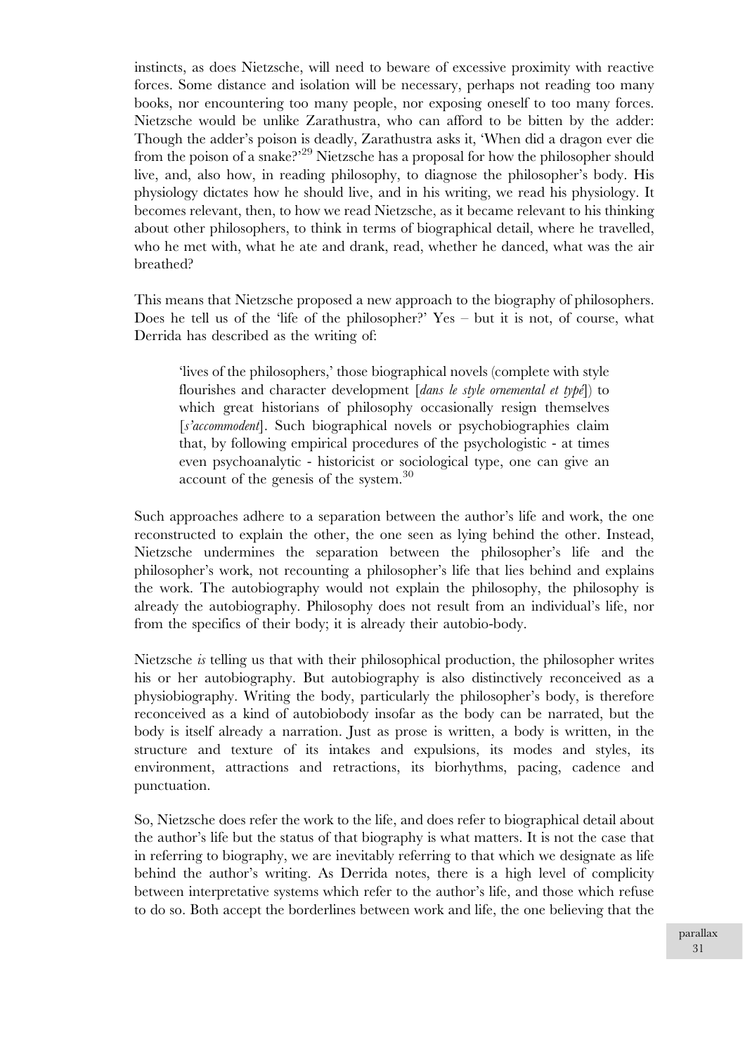instincts, as does Nietzsche, will need to beware of excessive proximity with reactive forces. Some distance and isolation will be necessary, perhaps not reading too many books, nor encountering too many people, nor exposing oneself to too many forces. Nietzsche would be unlike Zarathustra, who can afford to be bitten by the adder: Though the adder's poison is deadly, Zarathustra asks it, 'When did a dragon ever die from the poison of a snake?'[29] Nietzsche has a proposal for how the philosopher should live, and, also how, in reading philosophy, to diagnose the philosopher's body. His physiology dictates how he should live, and in his writing, we read his physiology. It becomes relevant, then, to how we read Nietzsche, as it became relevant to his thinking about other philosophers, to think in terms of biographical detail, where he travelled, who he met with, what he ate and drank, read, whether he danced, what was the air breathed?

This means that Nietzsche proposed a new approach to the biography of philosophers. Does he tell us of the 'life of the philosopher?' Yes – but it is not, of course, what Derrida has described as the writing of:

> 'lives of the philosophers,' those biographical novels (complete with style flourishes and character development [*dans le style ornemental et typé*]) to which great historians of philosophy occasionally resign themselves [*s'accommodent*]. Such biographical novels or psychobiographies claim that, by following empirical procedures of the psychologistic - at times even psychoanalytic - historicist or sociological type, one can give an account of the genesis of the system.[30]

Such approaches adhere to a separation between the author's life and work, the one reconstructed to explain the other, the one seen as lying behind the other. Instead, Nietzsche undermines the separation between the philosopher's life and the philosopher's work, not recounting a philosopher's life that lies behind and explains the work. The autobiography would not explain the philosophy, the philosophy is already the autobiography. Philosophy does not result from an individual's life, nor from the specifics of their body; it is already their autobio-body.

Nietzsche *is* telling us that with their philosophical production, the philosopher writes his or her autobiography. But autobiography is also distinctively reconceived as a physiobiography. Writing the body, particularly the philosopher's body, is therefore reconceived as a kind of autobiobody insofar as the body can be narrated, but the body is itself already a narration. Just as prose is written, a body is written, in the structure and texture of its intakes and expulsions, its modes and styles, its environment, attractions and retractions, its biorhythms, pacing, cadence and punctuation.

So, Nietzsche does refer the work to the life, and does refer to biographical detail about the author's life but the status of that biography is what matters. It is not the case that in referring to biography, we are inevitably referring to that which we designate as life behind the author's writing. As Derrida notes, there is a high level of complicity between interpretative systems which refer to the author's life, and those which refuse to do so. Both accept the borderlines between work and life, the one believing that the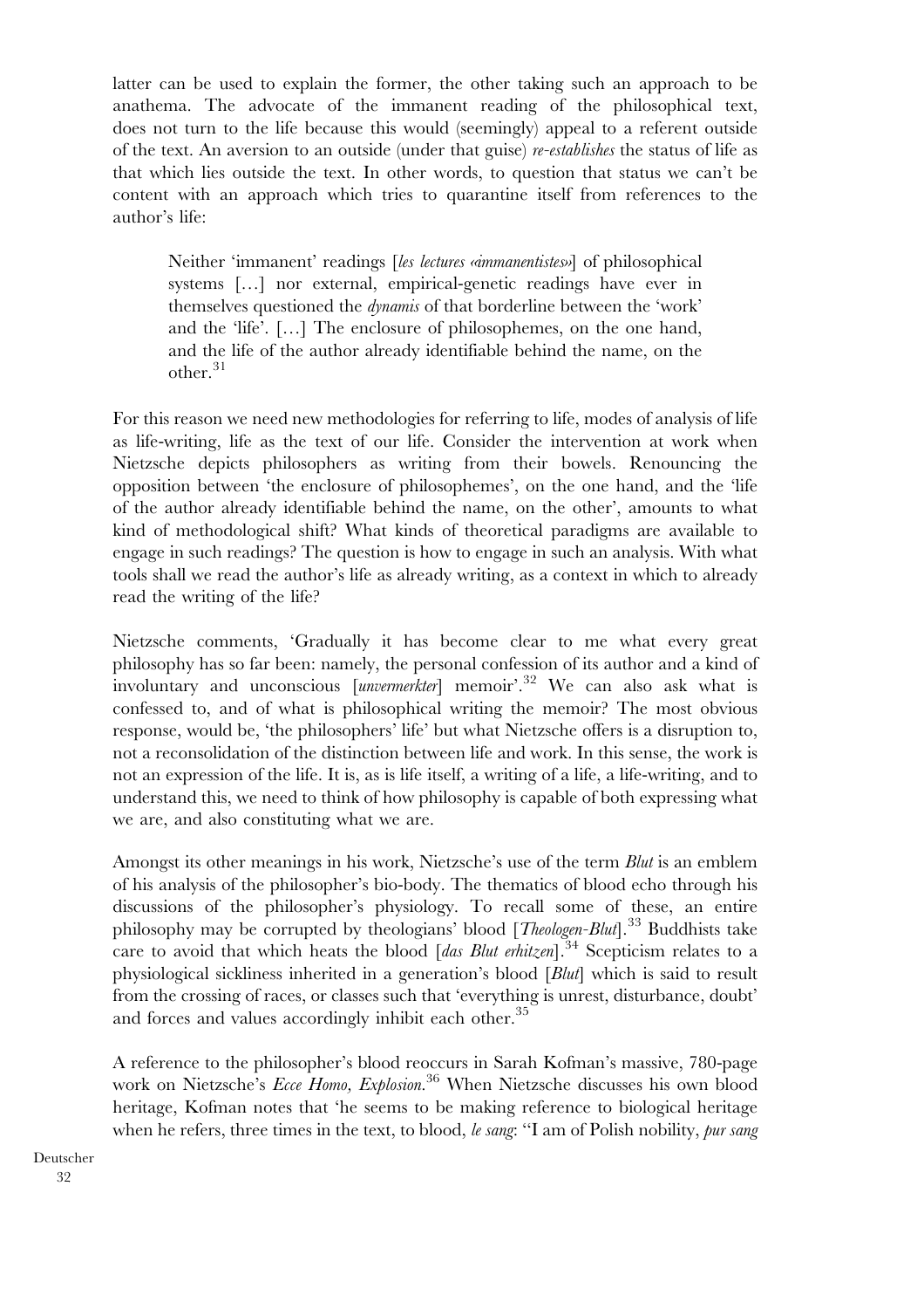latter can be used to explain the former, the other taking such an approach to be anathema. The advocate of the immanent reading of the philosophical text, does not turn to the life because this would (seemingly) appeal to a referent outside of the text. An aversion to an outside (under that guise) *re-establishes* the status of life as that which lies outside the text. In other words, to question that status we can't be content with an approach which tries to quarantine itself from references to the author's life:

> Neither 'immanent' readings [*les lectures «immanentistes»*] of philosophical systems […] nor external, empirical-genetic readings have ever in themselves questioned the *dynamis* of that borderline between the 'work' and the 'life'. […] The enclosure of philosophemes, on the one hand, and the life of the author already identifiable behind the name, on the other.[31]

For this reason we need new methodologies for referring to life, modes of analysis of life as life-writing, life as the text of our life. Consider the intervention at work when Nietzsche depicts philosophers as writing from their bowels. Renouncing the opposition between 'the enclosure of philosophemes', on the one hand, and the 'life of the author already identifiable behind the name, on the other', amounts to what kind of methodological shift? What kinds of theoretical paradigms are available to engage in such readings? The question is how to engage in such an analysis. With what tools shall we read the author's life as already writing, as a context in which to already read the writing of the life?

Nietzsche comments, 'Gradually it has become clear to me what every great philosophy has so far been: namely, the personal confession of its author and a kind of involuntary and unconscious [*unvermerkter*] memoir'.[32] We can also ask what is confessed to, and of what is philosophical writing the memoir? The most obvious response, would be, 'the philosophers' life' but what Nietzsche offers is a disruption to, not a reconsolidation of the distinction between life and work. In this sense, the work is not an expression of the life. It is, as is life itself, a writing of a life, a life-writing, and to understand this, we need to think of how philosophy is capable of both expressing what we are, and also constituting what we are.

Amongst its other meanings in his work, Nietzsche's use of the term *Blut* is an emblem of his analysis of the philosopher's bio-body. The thematics of blood echo through his discussions of the philosopher's physiology. To recall some of these, an entire philosophy may be corrupted by theologians' blood [*Theologen-Blut*].[33] Buddhists take care to avoid that which heats the blood [*das Blut erhitzen*].[34] Scepticism relates to a physiological sickliness inherited in a generation's blood [*Blut*] which is said to result from the crossing of races, or classes such that 'everything is unrest, disturbance, doubt' and forces and values accordingly inhibit each other.[35]

A reference to the philosopher's blood reoccurs in Sarah Kofman's massive, 780-page work on Nietzsche's *Ecce Homo, Explosion*.[36] When Nietzsche discusses his own blood heritage, Kofman notes that 'he seems to be making reference to biological heritage when he refers, three times in the text, to blood, *le sang*: "I am of Polish nobility, *pur sang*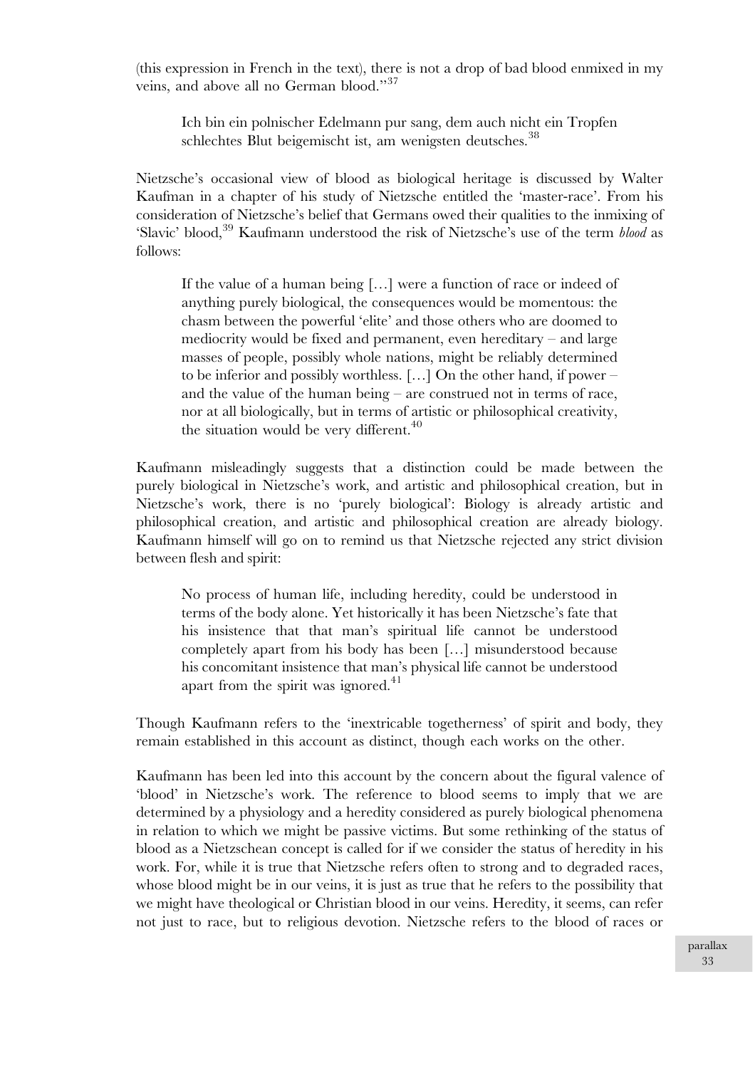(this expression in French in the text), there is not a drop of bad blood enmixed in my veins, and above all no German blood."[37]

> Ich bin ein polnischer Edelmann pur sang, dem auch nicht ein Tropfen schlechtes Blut beigemischt ist, am wenigsten deutsches.[38]

Nietzsche's occasional view of blood as biological heritage is discussed by Walter Kaufman in a chapter of his study of Nietzsche entitled the 'master-race'. From his consideration of Nietzsche's belief that Germans owed their qualities to the inmixing of 'Slavic' blood,[39] Kaufmann understood the risk of Nietzsche's use of the term *blood* as follows:

> If the value of a human being […] were a function of race or indeed of anything purely biological, the consequences would be momentous: the chasm between the powerful 'elite' and those others who are doomed to mediocrity would be fixed and permanent, even hereditary – and large masses of people, possibly whole nations, might be reliably determined to be inferior and possibly worthless. […] On the other hand, if power – and the value of the human being – are construed not in terms of race, nor at all biologically, but in terms of artistic or philosophical creativity, the situation would be very different.[40]

Kaufmann misleadingly suggests that a distinction could be made between the purely biological in Nietzsche's work, and artistic and philosophical creation, but in Nietzsche's work, there is no 'purely biological': Biology is already artistic and philosophical creation, and artistic and philosophical creation are already biology. Kaufmann himself will go on to remind us that Nietzsche rejected any strict division between flesh and spirit:

> No process of human life, including heredity, could be understood in terms of the body alone. Yet historically it has been Nietzsche's fate that his insistence that that man's spiritual life cannot be understood completely apart from his body has been […] misunderstood because his concomitant insistence that man's physical life cannot be understood apart from the spirit was ignored.[41]

Though Kaufmann refers to the 'inextricable togetherness' of spirit and body, they remain established in this account as distinct, though each works on the other.

Kaufmann has been led into this account by the concern about the figural valence of 'blood' in Nietzsche's work. The reference to blood seems to imply that we are determined by a physiology and a heredity considered as purely biological phenomena in relation to which we might be passive victims. But some rethinking of the status of blood as a Nietzschean concept is called for if we consider the status of heredity in his work. For, while it is true that Nietzsche refers often to strong and to degraded races, whose blood might be in our veins, it is just as true that he refers to the possibility that we might have theological or Christian blood in our veins. Heredity, it seems, can refer not just to race, but to religious devotion. Nietzsche refers to the blood of races or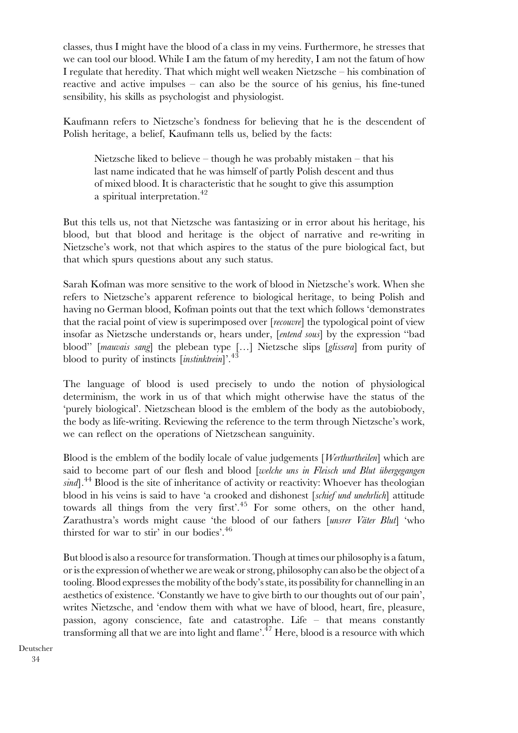classes, thus I might have the blood of a class in my veins. Furthermore, he stresses that we can tool our blood. While I am the fatum of my heredity, I am not the fatum of how I regulate that heredity. That which might well weaken Nietzsche – his combination of reactive and active impulses – can also be the source of his genius, his fine-tuned sensibility, his skills as psychologist and physiologist.

Kaufmann refers to Nietzsche's fondness for believing that he is the descendent of Polish heritage, a belief, Kaufmann tells us, belied by the facts:

> Nietzsche liked to believe – though he was probably mistaken – that his last name indicated that he was himself of partly Polish descent and thus of mixed blood. It is characteristic that he sought to give this assumption a spiritual interpretation.[42]

But this tells us, not that Nietzsche was fantasizing or in error about his heritage, his blood, but that blood and heritage is the object of narrative and re-writing in Nietzsche's work, not that which aspires to the status of the pure biological fact, but that which spurs questions about any such status.

Sarah Kofman was more sensitive to the work of blood in Nietzsche's work. When she refers to Nietzsche's apparent reference to biological heritage, to being Polish and having no German blood, Kofman points out that the text which follows 'demonstrates that the racial point of view is superimposed over [*recouvre*] the typological point of view insofar as Nietzsche understands or, hears under, [*entend sous*] by the expression "bad blood" [*mauvais sang*] the plebean type […] Nietzsche slips [*glissera*] from purity of blood to purity of instincts [*instinktrein*]'.[43]

The language of blood is used precisely to undo the notion of physiological determinism, the work in us of that which might otherwise have the status of the 'purely biological'. Nietzschean blood is the emblem of the body as the autobiobody, the body as life-writing. Reviewing the reference to the term through Nietzsche's work, we can reflect on the operations of Nietzschean sanguinity.

Blood is the emblem of the bodily locale of value judgements [*Werthurtheilen*] which are said to become part of our flesh and blood [*welche uns in Fleisch und Blut übergegangen sind*].[44] Blood is the site of inheritance of activity or reactivity: Whoever has theologian blood in his veins is said to have 'a crooked and dishonest [*schief und unehrlich*] attitude towards all things from the very first'.[45] For some others, on the other hand, Zarathustra's words might cause 'the blood of our fathers [*unsrer Väter Blut*] 'who thirsted for war to stir' in our bodies'.[46]

But blood is also a resource for transformation. Though at times our philosophy is a fatum, or is the expression of whether we are weak or strong, philosophy can also be the object of a tooling. Blood expresses the mobility of the body's state, its possibility for channelling in an aesthetics of existence. 'Constantly we have to give birth to our thoughts out of our pain', writes Nietzsche, and 'endow them with what we have of blood, heart, fire, pleasure, passion, agony conscience, fate and catastrophe. Life – that means constantly transforming all that we are into light and flame'.[47] Here, blood is a resource with which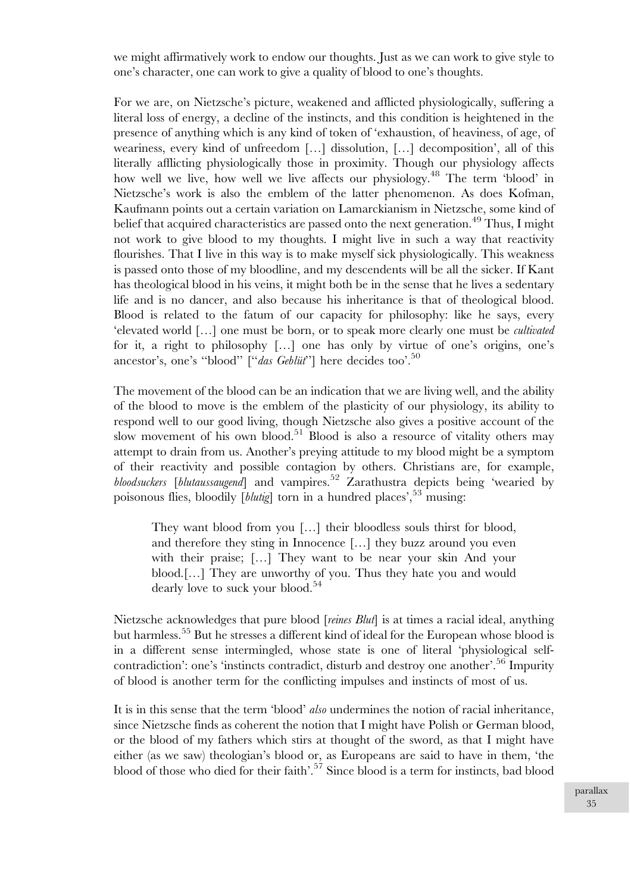we might affirmatively work to endow our thoughts. Just as we can work to give style to one's character, one can work to give a quality of blood to one's thoughts.

For we are, on Nietzsche's picture, weakened and afflicted physiologically, suffering a literal loss of energy, a decline of the instincts, and this condition is heightened in the presence of anything which is any kind of token of 'exhaustion, of heaviness, of age, of weariness, every kind of unfreedom […] dissolution, […] decomposition', all of this literally afflicting physiologically those in proximity. Though our physiology affects how well we live, how well we live affects our physiology.[48] The term 'blood' in Nietzsche's work is also the emblem of the latter phenomenon. As does Kofman, Kaufmann points out a certain variation on Lamarckianism in Nietzsche, some kind of belief that acquired characteristics are passed onto the next generation.[49] Thus, I might not work to give blood to my thoughts. I might live in such a way that reactivity flourishes. That I live in this way is to make myself sick physiologically. This weakness is passed onto those of my bloodline, and my descendents will be all the sicker. If Kant has theological blood in his veins, it might both be in the sense that he lives a sedentary life and is no dancer, and also because his inheritance is that of theological blood. Blood is related to the fatum of our capacity for philosophy: like he says, every 'elevated world […] one must be born, or to speak more clearly one must be *cultivated* for it, a right to philosophy […] one has only by virtue of one's origins, one's ancestor's, one's "blood" ["*das Geblüt*"] here decides too'.[50]

The movement of the blood can be an indication that we are living well, and the ability of the blood to move is the emblem of the plasticity of our physiology, its ability to respond well to our good living, though Nietzsche also gives a positive account of the slow movement of his own blood.[51] Blood is also a resource of vitality others may attempt to drain from us. Another's preying attitude to my blood might be a symptom of their reactivity and possible contagion by others. Christians are, for example, *bloodsuckers* [*blutaussaugend*] and vampires.[52] Zarathustra depicts being 'wearied by poisonous flies, bloodily [*blutig*] torn in a hundred places',[53] musing:

> They want blood from you […] their bloodless souls thirst for blood, and therefore they sting in Innocence […] they buzz around you even with their praise; […] They want to be near your skin And your blood.[…] They are unworthy of you. Thus they hate you and would dearly love to suck your blood.[54]

Nietzsche acknowledges that pure blood [*reines Blut*] is at times a racial ideal, anything but harmless.[55] But he stresses a different kind of ideal for the European whose blood is in a different sense intermingled, whose state is one of literal 'physiological self-contradiction': one's 'instincts contradict, disturb and destroy one another'.[56] Impurity of blood is another term for the conflicting impulses and instincts of most of us.

It is in this sense that the term 'blood' *also* undermines the notion of racial inheritance, since Nietzsche finds as coherent the notion that I might have Polish or German blood, or the blood of my fathers which stirs at thought of the sword, as that I might have either (as we saw) theologian's blood or, as Europeans are said to have in them, 'the blood of those who died for their faith'.[57] Since blood is a term for instincts, bad blood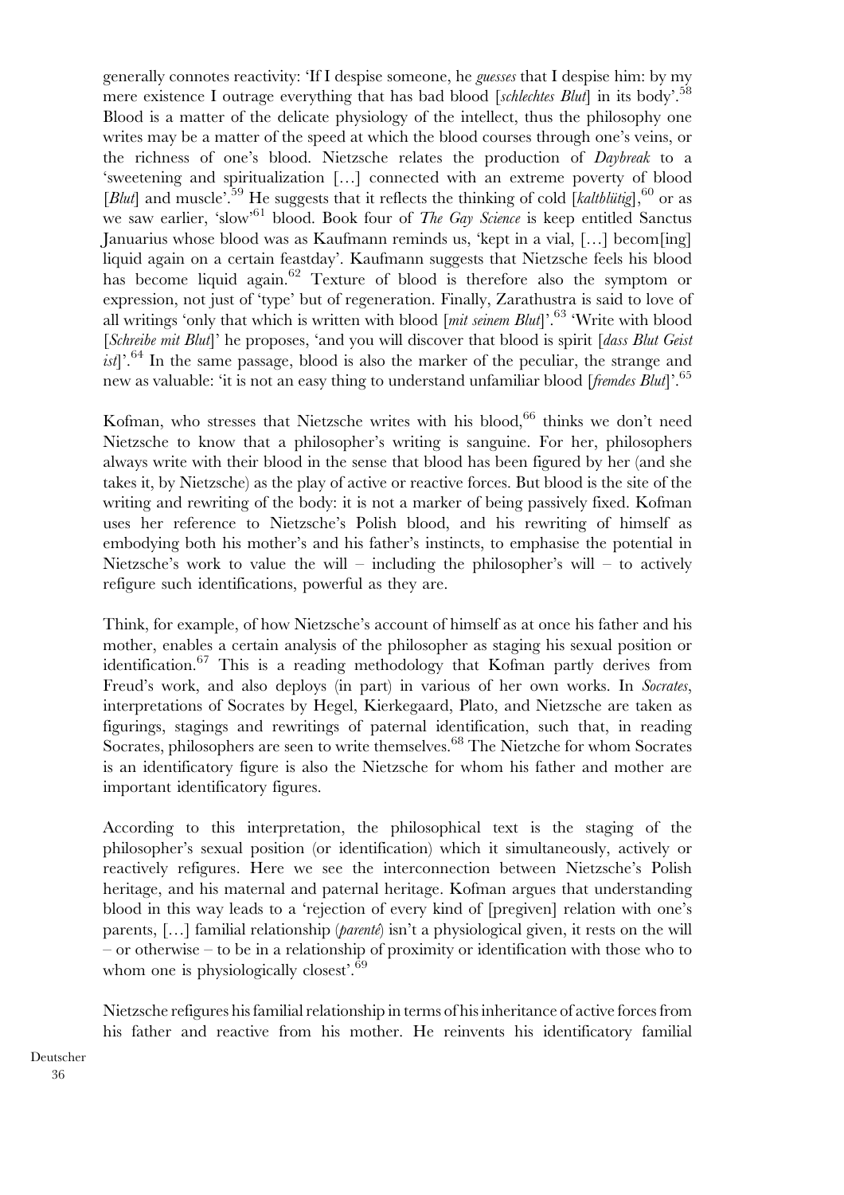generally connotes reactivity: 'If I despise someone, he *guesses* that I despise him: by my mere existence I outrage everything that has bad blood [*schlechtes Blut*] in its body'.[58] Blood is a matter of the delicate physiology of the intellect, thus the philosophy one writes may be a matter of the speed at which the blood courses through one's veins, or the richness of one's blood. Nietzsche relates the production of *Daybreak* to a 'sweetening and spiritualization […] connected with an extreme poverty of blood [*Blut*] and muscle'.[59] He suggests that it reflects the thinking of cold [*kaltblütig*],[60] or as we saw earlier, 'slow'[61] blood. Book four of *The Gay Science* is keep entitled Sanctus Januarius whose blood was as Kaufmann reminds us, 'kept in a vial, […] becom[ing] liquid again on a certain feastday'. Kaufmann suggests that Nietzsche feels his blood has become liquid again.[62] Texture of blood is therefore also the symptom or expression, not just of 'type' but of regeneration. Finally, Zarathustra is said to love of all writings 'only that which is written with blood [*mit seinem Blut*]'.[63] 'Write with blood [*Schreibe mit Blut*]' he proposes, 'and you will discover that blood is spirit [*dass Blut Geist ist*]'.[64] In the same passage, blood is also the marker of the peculiar, the strange and new as valuable: 'it is not an easy thing to understand unfamiliar blood [*fremdes Blut*]'.[65]

Kofman, who stresses that Nietzsche writes with his blood,[66] thinks we don't need Nietzsche to know that a philosopher's writing is sanguine. For her, philosophers always write with their blood in the sense that blood has been figured by her (and she takes it, by Nietzsche) as the play of active or reactive forces. But blood is the site of the writing and rewriting of the body: it is not a marker of being passively fixed. Kofman uses her reference to Nietzsche's Polish blood, and his rewriting of himself as embodying both his mother's and his father's instincts, to emphasise the potential in Nietzsche's work to value the will – including the philosopher's will – to actively refigure such identifications, powerful as they are.

Think, for example, of how Nietzsche's account of himself as at once his father and his mother, enables a certain analysis of the philosopher as staging his sexual position or identification.[67] This is a reading methodology that Kofman partly derives from Freud's work, and also deploys (in part) in various of her own works. In *Socrates*, interpretations of Socrates by Hegel, Kierkegaard, Plato, and Nietzsche are taken as figurings, stagings and rewritings of paternal identification, such that, in reading Socrates, philosophers are seen to write themselves.[68] The Nietzche for whom Socrates is an identificatory figure is also the Nietzsche for whom his father and mother are important identificatory figures.

According to this interpretation, the philosophical text is the staging of the philosopher's sexual position (or identification) which it simultaneously, actively or reactively refigures. Here we see the interconnection between Nietzsche's Polish heritage, and his maternal and paternal heritage. Kofman argues that understanding blood in this way leads to a 'rejection of every kind of [pregiven] relation with one's parents, […] familial relationship (*parenté*) isn't a physiological given, it rests on the will – or otherwise – to be in a relationship of proximity or identification with those who to whom one is physiologically closest'.[69]

Nietzsche refigures his familial relationship in terms of his inheritance of active forces from his father and reactive from his mother. He reinvents his identificatory familial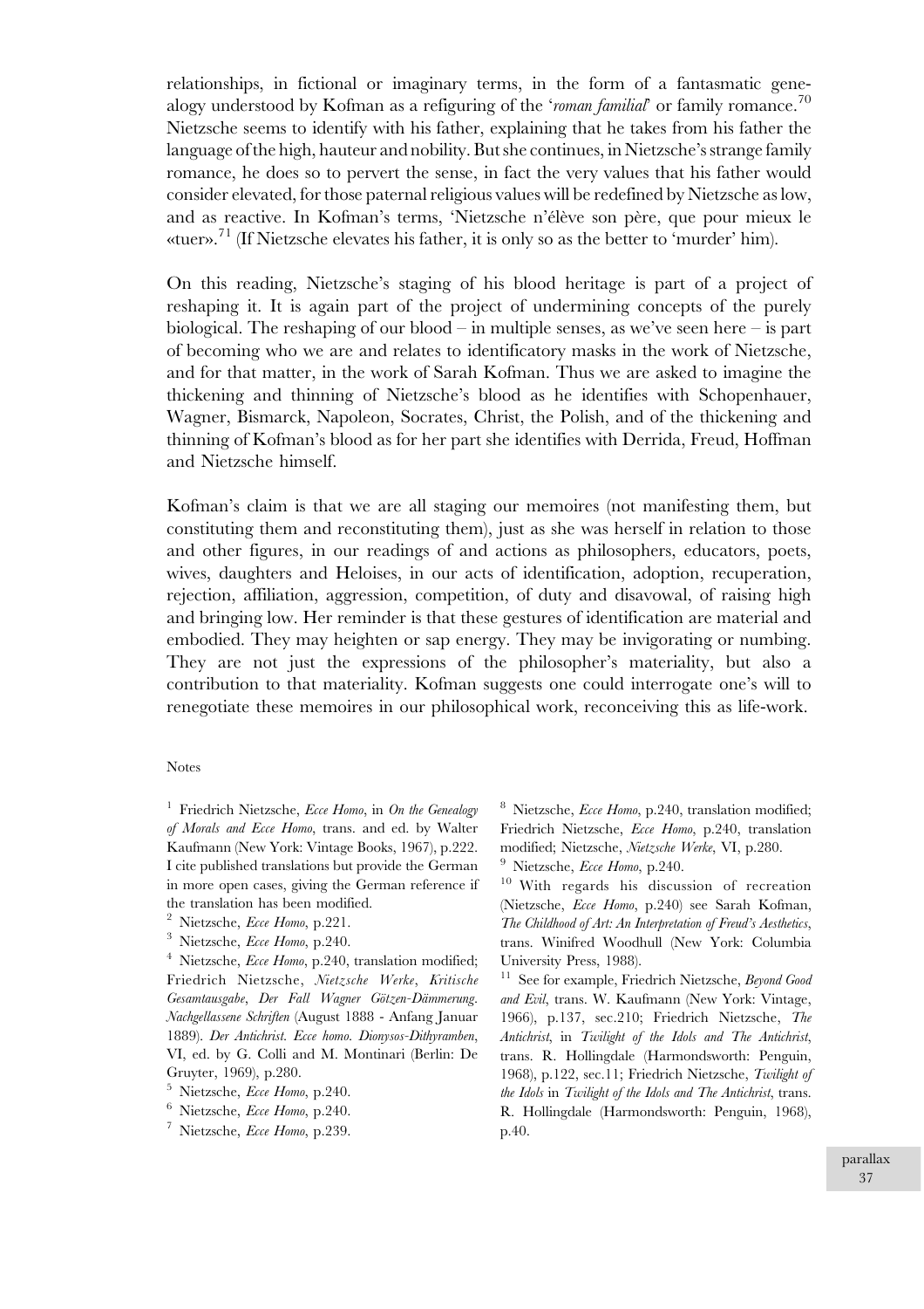relationships, in fictional or imaginary terms, in the form of a fantasmatic genealogy understood by Kofman as a refiguring of the '*roman familial*' or family romance.[70] Nietzsche seems to identify with his father, explaining that he takes from his father the language of the high, hauteur and nobility. But she continues, in Nietzsche's strange family romance, he does so to pervert the sense, in fact the very values that his father would consider elevated, for those paternal religious values will be redefined by Nietzsche as low, and as reactive. In Kofman's terms, 'Nietzsche n'élève son père, que pour mieux le «tuer».[71] (If Nietzsche elevates his father, it is only so as the better to 'murder' him).

On this reading, Nietzsche's staging of his blood heritage is part of a project of reshaping it. It is again part of the project of undermining concepts of the purely biological. The reshaping of our blood – in multiple senses, as we've seen here – is part of becoming who we are and relates to identificatory masks in the work of Nietzsche, and for that matter, in the work of Sarah Kofman. Thus we are asked to imagine the thickening and thinning of Nietzsche's blood as he identifies with Schopenhauer, Wagner, Bismarck, Napoleon, Socrates, Christ, the Polish, and of the thickening and thinning of Kofman's blood as for her part she identifies with Derrida, Freud, Hoffman and Nietzsche himself.

Kofman's claim is that we are all staging our memoires (not manifesting them, but constituting them and reconstituting them), just as she was herself in relation to those and other figures, in our readings of and actions as philosophers, educators, poets, wives, daughters and Heloises, in our acts of identification, adoption, recuperation, rejection, affiliation, aggression, competition, of duty and disavowal, of raising high and bringing low. Her reminder is that these gestures of identification are material and embodied. They may heighten or sap energy. They may be invigorating or numbing. They are not just the expressions of the philosopher's materiality, but also a contribution to that materiality. Kofman suggests one could interrogate one's will to renegotiate these memoires in our philosophical work, reconceiving this as life-work.

Notes

1 Friedrich Nietzsche, *Ecce Homo*, in *On the Genealogy of Morals and Ecce Homo*, trans. and ed. by Walter Kaufmann (New York: Vintage Books, 1967), p.222. I cite published translations but provide the German in more open cases, giving the German reference if the translation has been modified.

2 Nietzsche, *Ecce Homo*, p.221.

3 Nietzsche, *Ecce Homo*, p.240.

4 Nietzsche, *Ecce Homo*, p.240, translation modified; Friedrich Nietzsche, *Nietzsche Werke*, *Kritische Gesamtausgabe*, *Der Fall Wagner Götzen-Dämmerung. Nachgellassene Schriften* (August 1888 - Anfang Januar 1889). *Der Antichrist. Ecce homo. Dionysos-Dithyramben*, VI, ed. by G. Colli and M. Montinari (Berlin: De Gruyter, 1969), p.280.

5 Nietzsche, *Ecce Homo*, p.240.

6 Nietzsche, *Ecce Homo*, p.240.

7 Nietzsche, *Ecce Homo*, p.239.

8 Nietzsche, *Ecce Homo*, p.240, translation modified; Friedrich Nietzsche, *Ecce Homo*, p.240, translation modified; Nietzsche, *Nietzsche Werke*, VI, p.280.

9 Nietzsche, *Ecce Homo*, p.240.

10 With regards his discussion of recreation (Nietzsche, *Ecce Homo*, p.240) see Sarah Kofman, *The Childhood of Art: An Interpretation of Freud's Aesthetics*, trans. Winifred Woodhull (New York: Columbia University Press, 1988).

11 See for example, Friedrich Nietzsche, *Beyond Good and Evil*, trans. W. Kaufmann (New York: Vintage, 1966), p.137, sec.210; Friedrich Nietzsche, *The Antichrist*, in *Twilight of the Idols and The Antichrist*, trans. R. Hollingdale (Harmondsworth: Penguin, 1968), p.122, sec.11; Friedrich Nietzsche, *Twilight of the Idols* in *Twilight of the Idols and The Antichrist*, trans. R. Hollingdale (Harmondsworth: Penguin, 1968), p.40.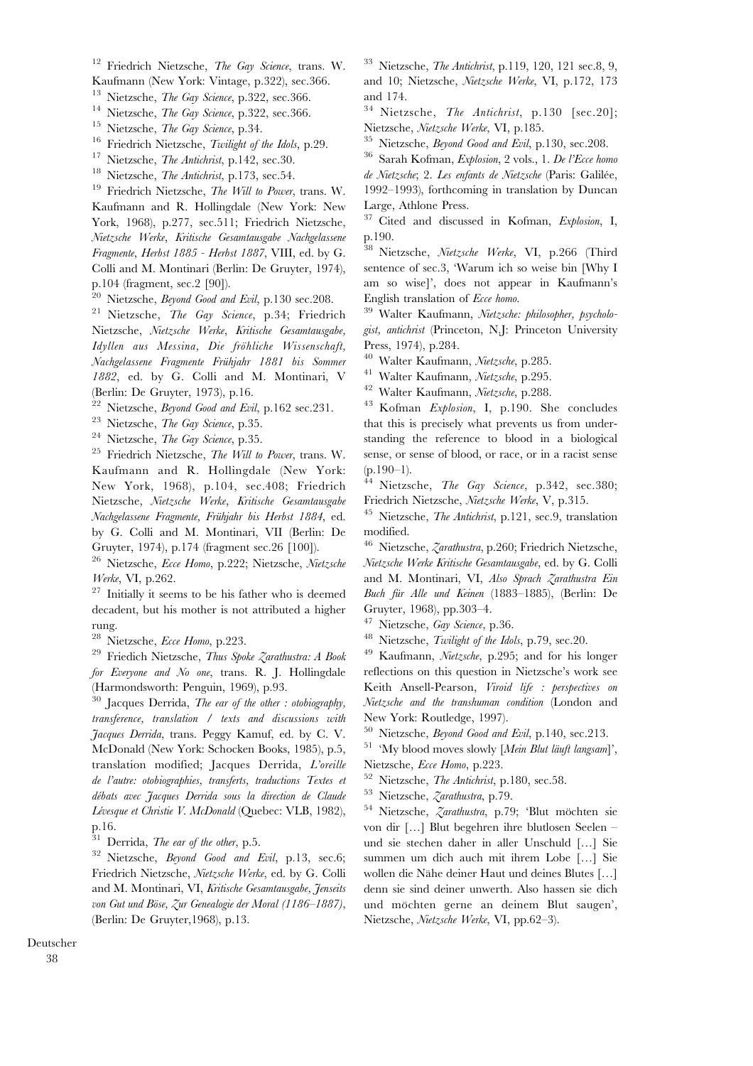[12] Friedrich Nietzsche, *The Gay Science*, trans. W. Kaufmann (New York: Vintage, p.322), sec.366.

[13] Nietzsche, *The Gay Science*, p.322, sec.366.

[14] Nietzsche, *The Gay Science*, p.322, sec.366.

[15] Nietzsche, *The Gay Science*, p.34.

[16] Friedrich Nietzsche, *Twilight of the Idols*, p.29.

[17] Nietzsche, *The Antichrist*, p.142, sec.30.

[18] Nietzsche, *The Antichrist*, p.173, sec.54.

[19] Friedrich Nietzsche, *The Will to Power*, trans. W. Kaufmann and R. Hollingdale (New York: New York, 1968), p.277, sec.511; Friedrich Nietzsche, *Nietzsche Werke*, *Kritische Gesamtausgabe Nachgelassene Fragmente*, *Herbst 1885 - Herbst 1887*, VIII, ed. by G. Colli and M. Montinari (Berlin: De Gruyter, 1974), p.104 (fragment, sec.2 [90]).

[20] Nietzsche, *Beyond Good and Evil*, p.130 sec.208.

[21] Nietzsche, *The Gay Science*, p.34; Friedrich Nietzsche, *Nietzsche Werke*, *Kritische Gesamtausgabe*, *Idyllen aus Messina*, *Die fröhliche Wissenschaft*, *Nachgelassene Fragmente Frühjahr 1881 bis Sommer 1882*, ed. by G. Colli and M. Montinari, V (Berlin: De Gruyter, 1973), p.16.

[22] Nietzsche, *Beyond Good and Evil*, p.162 sec.231.

[23] Nietzsche, *The Gay Science*, p.35.

[24] Nietzsche, *The Gay Science*, p.35.

[25] Friedrich Nietzsche, *The Will to Power*, trans. W. Kaufmann and R. Hollingdale (New York: New York, 1968), p.104, sec.408; Friedrich Nietzsche, *Nietzsche Werke*, *Kritische Gesamtausgabe Nachgelassene Fragmente*, *Frühjahr bis Herbst 1884*, ed. by G. Colli and M. Montinari, VII (Berlin: De Gruyter, 1974), p.174 (fragment sec.26 [100]).

[26] Nietzsche, *Ecce Homo*, p.222; Nietzsche, *Nietzsche Werke*, VI, p.262.

[27] Initially it seems to be his father who is deemed decadent, but his mother is not attributed a higher rung.

[28] Nietzsche, *Ecce Homo*, p.223.

[29] Friedich Nietzsche, *Thus Spoke Zarathustra: A Book for Everyone and No one*, trans. R. J. Hollingdale (Harmondsworth: Penguin, 1969), p.93.

[30] Jacques Derrida, *The ear of the other : otobiography, transference, translation / texts and discussions with Jacques Derrida*, trans. Peggy Kamuf, ed. by C. V. McDonald (New York: Schocken Books, 1985), p.5, translation modified; Jacques Derrida, *L'oreille de l'autre: otobiographies, transferts, traductions Textes et débats avec Jacques Derrida sous la direction de Claude Lévesque et Christie V. McDonald* (Quebec: VLB, 1982), p.16.

[31] Derrida, *The ear of the other*, p.5.

[32] Nietzsche, *Beyond Good and Evil*, p.13, sec.6; Friedrich Nietzsche, *Nietzsche Werke*, ed. by G. Colli and M. Montinari, VI, *Kritische Gesamtausgabe*, *Jenseits von Gut und Böse*, *Zur Genealogie der Moral (1186–1887)*, (Berlin: De Gruyter,1968), p.13.

[33] Nietzsche, *The Antichrist*, p.119, 120, 121 sec.8, 9, and 10; Nietzsche, *Nietzsche Werke*, VI, p.172, 173 and 174.

[34] Nietzsche, *The Antichrist*, p.130 [sec.20]; Nietzsche, *Nietzsche Werke*, VI, p.185.

[35] Nietzsche, *Beyond Good and Evil*, p.130, sec.208.

[36] Sarah Kofman, *Explosion*, 2 vols., 1. *De l'Ecce homo de Nietzsche*; 2. *Les enfants de Nietzsche* (Paris: Galilée, 1992–1993), forthcoming in translation by Duncan Large, Athlone Press.

[37] Cited and discussed in Kofman, *Explosion*, I, p.190.

[38] Nietzsche, *Nietzsche Werke*, VI, p.266 (Third sentence of sec.3, 'Warum ich so weise bin [Why I am so wise]', does not appear in Kaufmann's English translation of *Ecce homo*.

[39] Walter Kaufmann, *Nietzsche: philosopher, psychologist, antichrist* (Princeton, N.J: Princeton University Press, 1974), p.284.

[40] Walter Kaufmann, *Nietzsche*, p.285.

[41] Walter Kaufmann, *Nietzsche*, p.295.

[42] Walter Kaufmann, *Nietzsche*, p.288.

[43] Kofman *Explosion*, I, p.190. She concludes that this is precisely what prevents us from understanding the reference to blood in a biological sense, or sense of blood, or race, or in a racist sense (p.190–1).

[44] Nietzsche, *The Gay Science*, p.342, sec.380; Friedrich Nietzsche, *Nietzsche Werke*, V, p.315.

[45] Nietzsche, *The Antichrist*, p.121, sec.9, translation modified.

[46] Nietzsche, *Zarathustra*, p.260; Friedrich Nietzsche, *Nietzsche Werke Kritische Gesamtausgabe*, ed. by G. Colli and M. Montinari, VI, *Also Sprach Zarathustra Ein Buch für Alle und Keinen* (1883–1885), (Berlin: De Gruyter, 1968), pp.303–4.

[47] Nietzsche, *Gay Science*, p.36.

[48] Nietzsche, *Twilight of the Idols*, p.79, sec.20.

[49] Kaufmann, *Nietzsche*, p.295; and for his longer reflections on this question in Nietzsche's work see Keith Ansell-Pearson, *Viroid life : perspectives on Nietzsche and the transhuman condition* (London and New York: Routledge, 1997).

[50] Nietzsche, *Beyond Good and Evil*, p.140, sec.213.

[51] 'My blood moves slowly [*Mein Blut läuft langsam*]', Nietzsche, *Ecce Homo*, p.223.

[52] Nietzsche, *The Antichrist*, p.180, sec.58.

[53] Nietzsche, *Zarathustra*, p.79.

[54] Nietzsche, *Zarathustra*, p.79; 'Blut möchten sie von dir […] Blut begehren ihre blutlosen Seelen – und sie stechen daher in aller Unschuld […] Sie summen um dich auch mit ihrem Lobe […] Sie wollen die Nähe deiner Haut und deines Blutes […] denn sie sind deiner unwerth. Also hassen sie dich und möchten gerne an deinem Blut saugen', Nietzsche, *Nietzsche Werke*, VI, pp.62–3).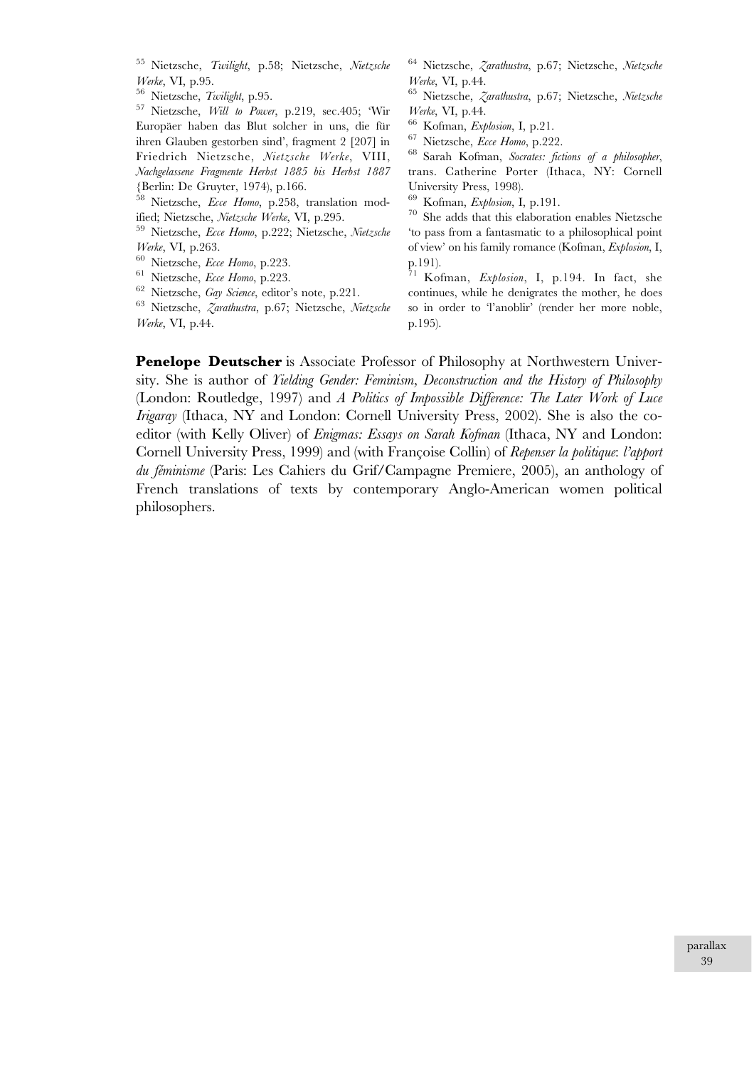55 Nietzsche, *Twilight*, p.58; Nietzsche, *Nietzsche Werke*, VI, p.95.

56 Nietzsche, *Twilight*, p.95.

57 Nietzsche, *Will to Power*, p.219, sec.405; 'Wir Europäer haben das Blut solcher in uns, die für ihren Glauben gestorben sind', fragment 2 [207] in Friedrich Nietzsche, *Nietzsche Werke*, VIII, *Nachgelassene Fragmente Herbst 1885 bis Herbst 1887* {Berlin: De Gruyter, 1974), p.166.

58 Nietzsche, *Ecce Homo*, p.258, translation modified; Nietzsche, *Nietzsche Werke*, VI, p.295.

59 Nietzsche, *Ecce Homo*, p.222; Nietzsche, *Nietzsche Werke*, VI, p.263.

60 Nietzsche, *Ecce Homo*, p.223.

61 Nietzsche, *Ecce Homo*, p.223.

62 Nietzsche, *Gay Science*, editor's note, p.221.

63 Nietzsche, *Zarathustra*, p.67; Nietzsche, *Nietzsche Werke*, VI, p.44.

64 Nietzsche, *Zarathustra*, p.67; Nietzsche, *Nietzsche Werke*, VI, p.44.

65 Nietzsche, *Zarathustra*, p.67; Nietzsche, *Nietzsche Werke*, VI, p.44.

66 Kofman, *Explosion*, I, p.21.

67 Nietzsche, *Ecce Homo*, p.222.

68 Sarah Kofman, *Socrates: fictions of a philosopher*, trans. Catherine Porter (Ithaca, NY: Cornell University Press, 1998).

69 Kofman, *Explosion*, I, p.191.

70 She adds that this elaboration enables Nietzsche 'to pass from a fantasmatic to a philosophical point of view' on his family romance (Kofman, *Explosion*, I, p.191).

71 Kofman, *Explosion*, I, p.194. In fact, she continues, while he denigrates the mother, he does so in order to 'l'anoblir' (render her more noble, p.195).

**Penelope Deutscher** is Associate Professor of Philosophy at Northwestern University. She is author of *Yielding Gender: Feminism, Deconstruction and the History of Philosophy* (London: Routledge, 1997) and *A Politics of Impossible Difference: The Later Work of Luce Irigaray* (Ithaca, NY and London: Cornell University Press, 2002). She is also the co-editor (with Kelly Oliver) of *Enigmas: Essays on Sarah Kofman* (Ithaca, NY and London: Cornell University Press, 1999) and (with Françoise Collin) of *Repenser la politique*: *l'apport du féminisme* (Paris: Les Cahiers du Grif/Campagne Premiere, 2005), an anthology of French translations of texts by contemporary Anglo-American women political philosophers.